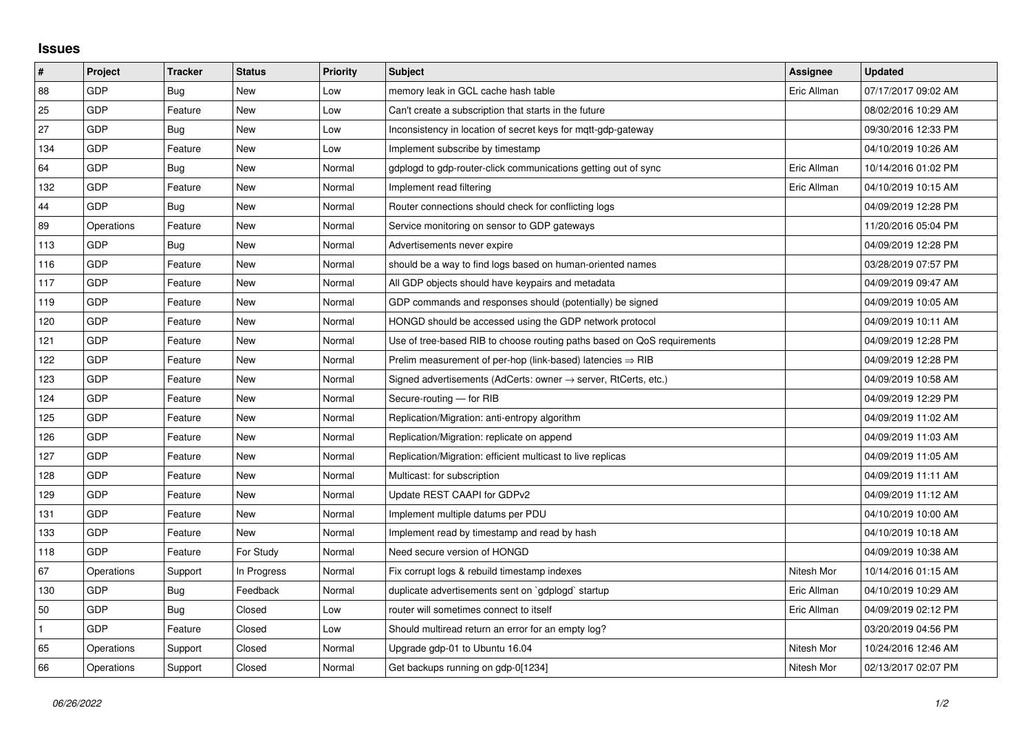# Issues

| # | Project | Tracker | Status | Priority | Subject | Assignee | Updated |
|---|---|---|---|---|---|---|---|
| 88 | GDP | Bug | New | Low | memory leak in GCL cache hash table | Eric Allman | 07/17/2017 09:02 AM |
| 25 | GDP | Feature | New | Low | Can't create a subscription that starts in the future | | 08/02/2016 10:29 AM |
| 27 | GDP | Bug | New | Low | Inconsistency in location of secret keys for mqtt-gdp-gateway | | 09/30/2016 12:33 PM |
| 134 | GDP | Feature | New | Low | Implement subscribe by timestamp | | 04/10/2019 10:26 AM |
| 64 | GDP | Bug | New | Normal | gdplogd to gdp-router-click communications getting out of sync | Eric Allman | 10/14/2016 01:02 PM |
| 132 | GDP | Feature | New | Normal | Implement read filtering | Eric Allman | 04/10/2019 10:15 AM |
| 44 | GDP | Bug | New | Normal | Router connections should check for conflicting logs | | 04/09/2019 12:28 PM |
| 89 | Operations | Feature | New | Normal | Service monitoring on sensor to GDP gateways | | 11/20/2016 05:04 PM |
| 113 | GDP | Bug | New | Normal | Advertisements never expire | | 04/09/2019 12:28 PM |
| 116 | GDP | Feature | New | Normal | should be a way to find logs based on human-oriented names | | 03/28/2019 07:57 PM |
| 117 | GDP | Feature | New | Normal | All GDP objects should have keypairs and metadata | | 04/09/2019 09:47 AM |
| 119 | GDP | Feature | New | Normal | GDP commands and responses should (potentially) be signed | | 04/09/2019 10:05 AM |
| 120 | GDP | Feature | New | Normal | HONGD should be accessed using the GDP network protocol | | 04/09/2019 10:11 AM |
| 121 | GDP | Feature | New | Normal | Use of tree-based RIB to choose routing paths based on QoS requirements | | 04/09/2019 12:28 PM |
| 122 | GDP | Feature | New | Normal | Prelim measurement of per-hop (link-based) latencies ⇒ RIB | | 04/09/2019 12:28 PM |
| 123 | GDP | Feature | New | Normal | Signed advertisements (AdCerts: owner → server, RtCerts, etc.) | | 04/09/2019 10:58 AM |
| 124 | GDP | Feature | New | Normal | Secure-routing — for RIB | | 04/09/2019 12:29 PM |
| 125 | GDP | Feature | New | Normal | Replication/Migration: anti-entropy algorithm | | 04/09/2019 11:02 AM |
| 126 | GDP | Feature | New | Normal | Replication/Migration: replicate on append | | 04/09/2019 11:03 AM |
| 127 | GDP | Feature | New | Normal | Replication/Migration: efficient multicast to live replicas | | 04/09/2019 11:05 AM |
| 128 | GDP | Feature | New | Normal | Multicast: for subscription | | 04/09/2019 11:11 AM |
| 129 | GDP | Feature | New | Normal | Update REST CAAPI for GDPv2 | | 04/09/2019 11:12 AM |
| 131 | GDP | Feature | New | Normal | Implement multiple datums per PDU | | 04/10/2019 10:00 AM |
| 133 | GDP | Feature | New | Normal | Implement read by timestamp and read by hash | | 04/10/2019 10:18 AM |
| 118 | GDP | Feature | For Study | Normal | Need secure version of HONGD | | 04/09/2019 10:38 AM |
| 67 | Operations | Support | In Progress | Normal | Fix corrupt logs & rebuild timestamp indexes | Nitesh Mor | 10/14/2016 01:15 AM |
| 130 | GDP | Bug | Feedback | Normal | duplicate advertisements sent on `gdplogd` startup | Eric Allman | 04/10/2019 10:29 AM |
| 50 | GDP | Bug | Closed | Low | router will sometimes connect to itself | Eric Allman | 04/09/2019 02:12 PM |
| 1 | GDP | Feature | Closed | Low | Should multiread return an error for an empty log? | | 03/20/2019 04:56 PM |
| 65 | Operations | Support | Closed | Normal | Upgrade gdp-01 to Ubuntu 16.04 | Nitesh Mor | 10/24/2016 12:46 AM |
| 66 | Operations | Support | Closed | Normal | Get backups running on gdp-0[1234] | Nitesh Mor | 02/13/2017 02:07 PM |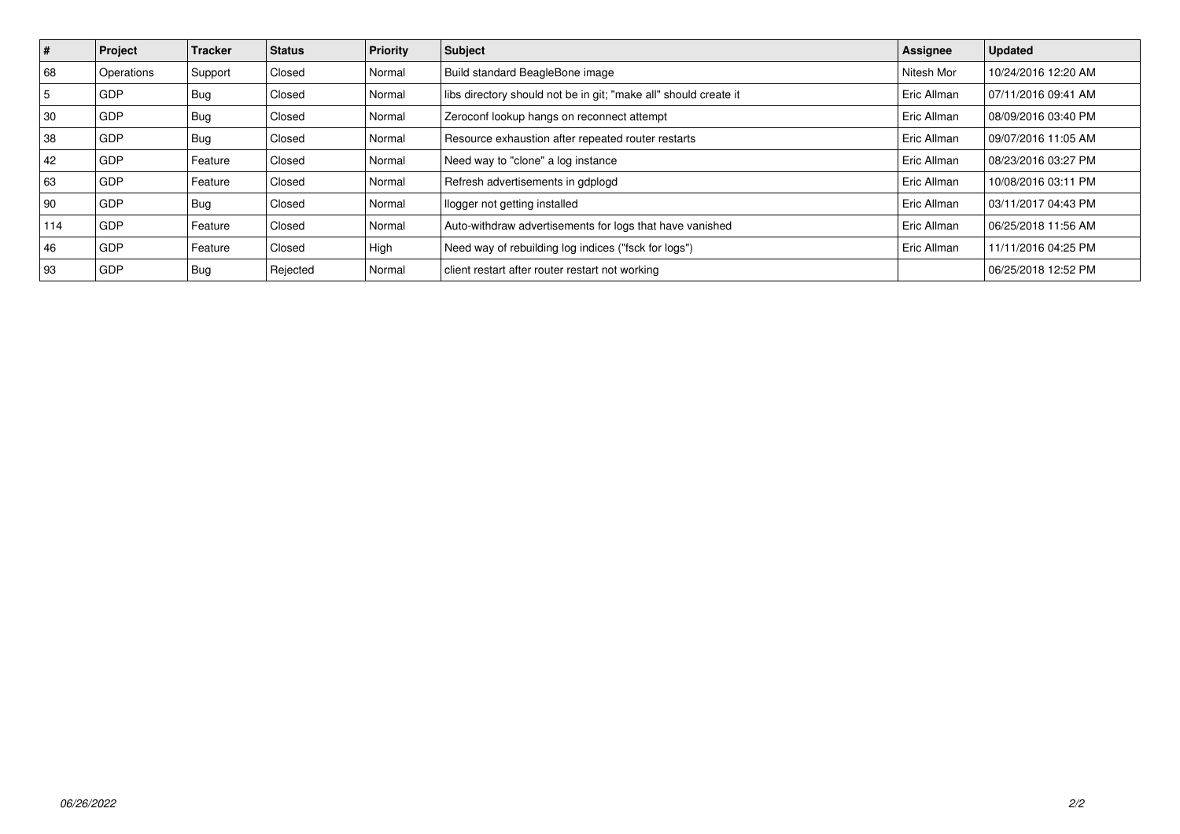| # | Project | Tracker | Status | Priority | Subject | Assignee | Updated |
|---|---|---|---|---|---|---|---|
| 68 | Operations | Support | Closed | Normal | Build standard BeagleBone image | Nitesh Mor | 10/24/2016 12:20 AM |
| 5 | GDP | Bug | Closed | Normal | libs directory should not be in git; "make all" should create it | Eric Allman | 07/11/2016 09:41 AM |
| 30 | GDP | Bug | Closed | Normal | Zeroconf lookup hangs on reconnect attempt | Eric Allman | 08/09/2016 03:40 PM |
| 38 | GDP | Bug | Closed | Normal | Resource exhaustion after repeated router restarts | Eric Allman | 09/07/2016 11:05 AM |
| 42 | GDP | Feature | Closed | Normal | Need way to "clone" a log instance | Eric Allman | 08/23/2016 03:27 PM |
| 63 | GDP | Feature | Closed | Normal | Refresh advertisements in gdplogd | Eric Allman | 10/08/2016 03:11 PM |
| 90 | GDP | Bug | Closed | Normal | llogger not getting installed | Eric Allman | 03/11/2017 04:43 PM |
| 114 | GDP | Feature | Closed | Normal | Auto-withdraw advertisements for logs that have vanished | Eric Allman | 06/25/2018 11:56 AM |
| 46 | GDP | Feature | Closed | High | Need way of rebuilding log indices ("fsck for logs") | Eric Allman | 11/11/2016 04:25 PM |
| 93 | GDP | Bug | Rejected | Normal | client restart after router restart not working | | 06/25/2018 12:52 PM |